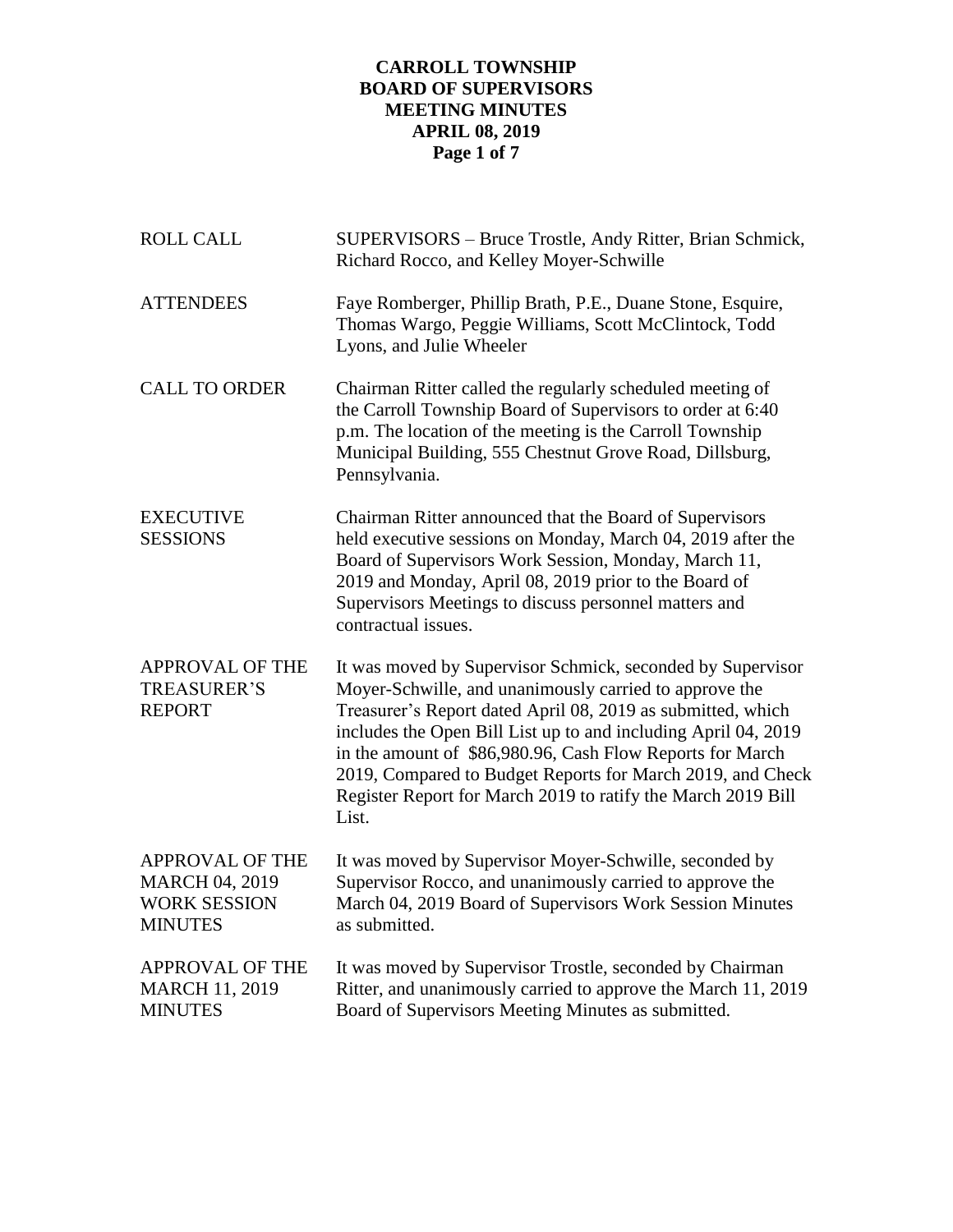# CARROLL TOWNSHIP
## BOARD OF SUPERVISORS
## MEETING MINUTES
## APRIL 08, 2019

| | |
|---|---|
| ROLL CALL | SUPERVISORS – Bruce Trostle, Andy Ritter, Brian Schmick, Richard Rocco, and Kelley Moyer-Schwille |
| ATTENDEES | Faye Romberger, Phillip Brath, P.E., Duane Stone, Esquire, Thomas Wargo, Peggie Williams, Scott McClintock, Todd Lyons, and Julie Wheeler |
| CALL TO ORDER | Chairman Ritter called the regularly scheduled meeting of the Carroll Township Board of Supervisors to order at 6:40 p.m. The location of the meeting is the Carroll Township Municipal Building, 555 Chestnut Grove Road, Dillsburg, Pennsylvania. |
| EXECUTIVE SESSIONS | Chairman Ritter announced that the Board of Supervisors held executive sessions on Monday, March 04, 2019 after the Board of Supervisors Work Session, Monday, March 11, 2019 and Monday, April 08, 2019 prior to the Board of Supervisors Meetings to discuss personnel matters and contractual issues. |
| APPROVAL OF THE TREASURER'S REPORT | It was moved by Supervisor Schmick, seconded by Supervisor Moyer-Schwille, and unanimously carried to approve the Treasurer's Report dated April 08, 2019 as submitted, which includes the Open Bill List up to and including April 04, 2019 in the amount of $86,980.96, Cash Flow Reports for March 2019, Compared to Budget Reports for March 2019, and Check Register Report for March 2019 to ratify the March 2019 Bill List. |
| APPROVAL OF THE MARCH 04, 2019 WORK SESSION MINUTES | It was moved by Supervisor Moyer-Schwille, seconded by Supervisor Rocco, and unanimously carried to approve the March 04, 2019 Board of Supervisors Work Session Minutes as submitted. |
| APPROVAL OF THE MARCH 11, 2019 MINUTES | It was moved by Supervisor Trostle, seconded by Chairman Ritter, and unanimously carried to approve the March 11, 2019 Board of Supervisors Meeting Minutes as submitted. |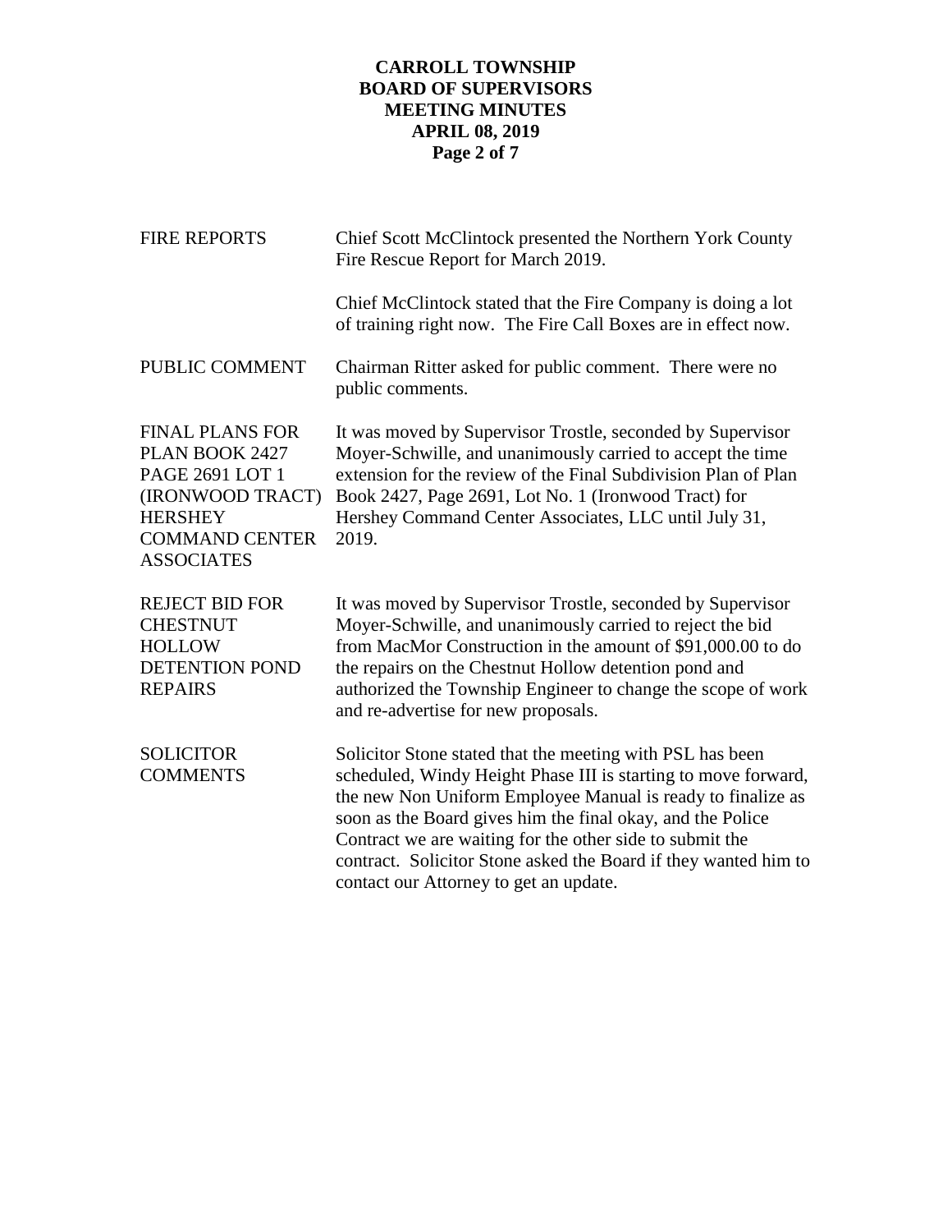| | |
|---|---|
| FIRE REPORTS | Chief Scott McClintock presented the Northern York County Fire Rescue Report for March 2019.<br><br>Chief McClintock stated that the Fire Company is doing a lot of training right now. The Fire Call Boxes are in effect now. |
| PUBLIC COMMENT | Chairman Ritter asked for public comment. There were no public comments. |
| FINAL PLANS FOR PLAN BOOK 2427 PAGE 2691 LOT 1 (IRONWOOD TRACT) HERSHEY COMMAND CENTER ASSOCIATES | It was moved by Supervisor Trostle, seconded by Supervisor Moyer-Schwille, and unanimously carried to accept the time extension for the review of the Final Subdivision Plan of Plan Book 2427, Page 2691, Lot No. 1 (Ironwood Tract) for Hershey Command Center Associates, LLC until July 31, 2019. |
| REJECT BID FOR CHESTNUT HOLLOW DETENTION POND REPAIRS | It was moved by Supervisor Trostle, seconded by Supervisor Moyer-Schwille, and unanimously carried to reject the bid from MacMor Construction in the amount of $91,000.00 to do the repairs on the Chestnut Hollow detention pond and authorized the Township Engineer to change the scope of work and re-advertise for new proposals. |
| SOLICITOR COMMENTS | Solicitor Stone stated that the meeting with PSL has been scheduled, Windy Height Phase III is starting to move forward, the new Non Uniform Employee Manual is ready to finalize as soon as the Board gives him the final okay, and the Police Contract we are waiting for the other side to submit the contract. Solicitor Stone asked the Board if they wanted him to contact our Attorney to get an update. |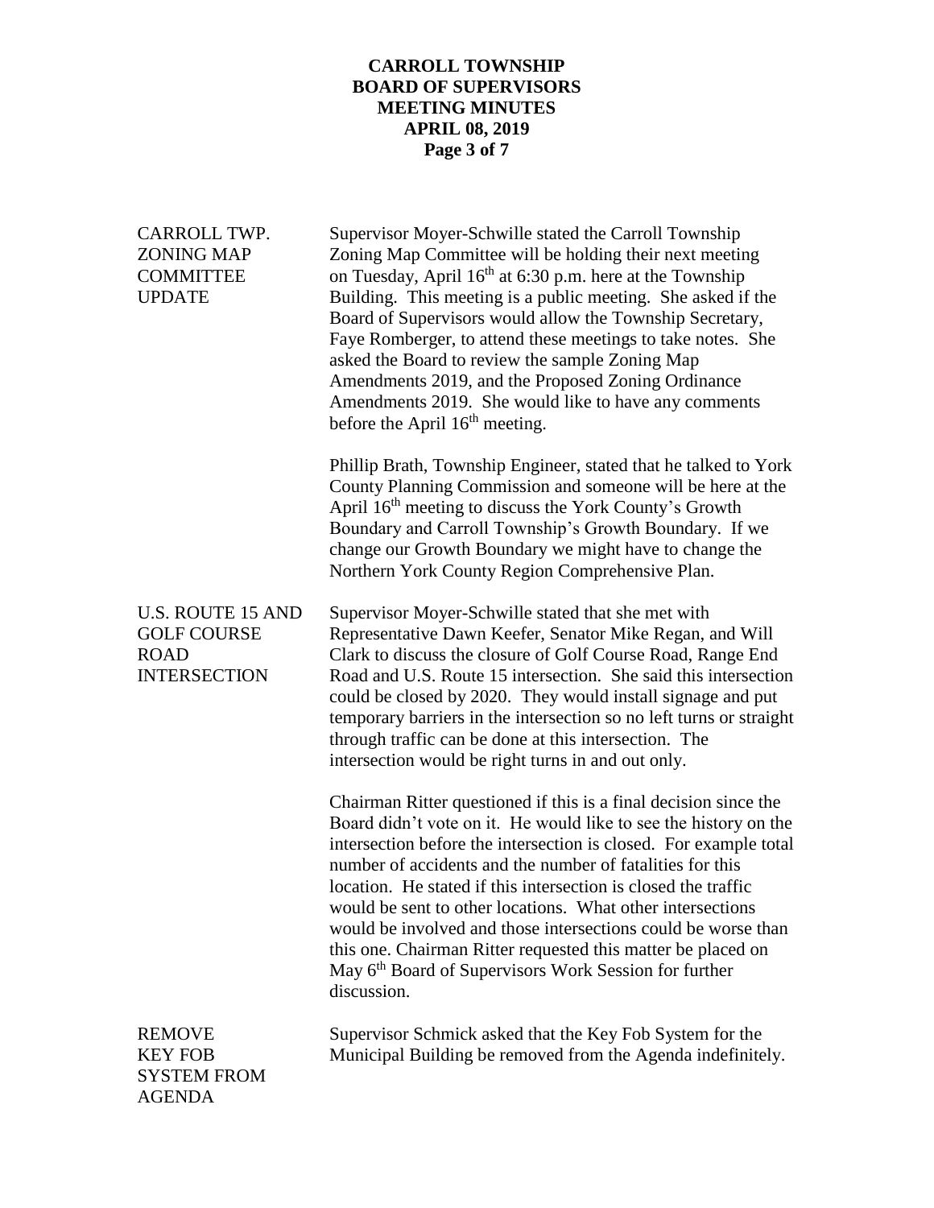**CARROLL TOWNSHIP**
**BOARD OF SUPERVISORS**
**MEETING MINUTES**
**APRIL 08, 2019**

**CARROLL TWP. ZONING MAP COMMITTEE UPDATE**

Supervisor Moyer-Schwille stated the Carroll Township Zoning Map Committee will be holding their next meeting on Tuesday, April 16th at 6:30 p.m. here at the Township Building. This meeting is a public meeting. She asked if the Board of Supervisors would allow the Township Secretary, Faye Romberger, to attend these meetings to take notes. She asked the Board to review the sample Zoning Map Amendments 2019, and the Proposed Zoning Ordinance Amendments 2019. She would like to have any comments before the April 16th meeting.

Phillip Brath, Township Engineer, stated that he talked to York County Planning Commission and someone will be here at the April 16th meeting to discuss the York County's Growth Boundary and Carroll Township's Growth Boundary. If we change our Growth Boundary we might have to change the Northern York County Region Comprehensive Plan.

**U.S. ROUTE 15 AND GOLF COURSE ROAD INTERSECTION**

Supervisor Moyer-Schwille stated that she met with Representative Dawn Keefer, Senator Mike Regan, and Will Clark to discuss the closure of Golf Course Road, Range End Road and U.S. Route 15 intersection. She said this intersection could be closed by 2020. They would install signage and put temporary barriers in the intersection so no left turns or straight through traffic can be done at this intersection. The intersection would be right turns in and out only.

Chairman Ritter questioned if this is a final decision since the Board didn't vote on it. He would like to see the history on the intersection before the intersection is closed. For example total number of accidents and the number of fatalities for this location. He stated if this intersection is closed the traffic would be sent to other locations. What other intersections would be involved and those intersections could be worse than this one. Chairman Ritter requested this matter be placed on May 6th Board of Supervisors Work Session for further discussion.

**REMOVE KEY FOB SYSTEM FROM AGENDA**

Supervisor Schmick asked that the Key Fob System for the Municipal Building be removed from the Agenda indefinitely.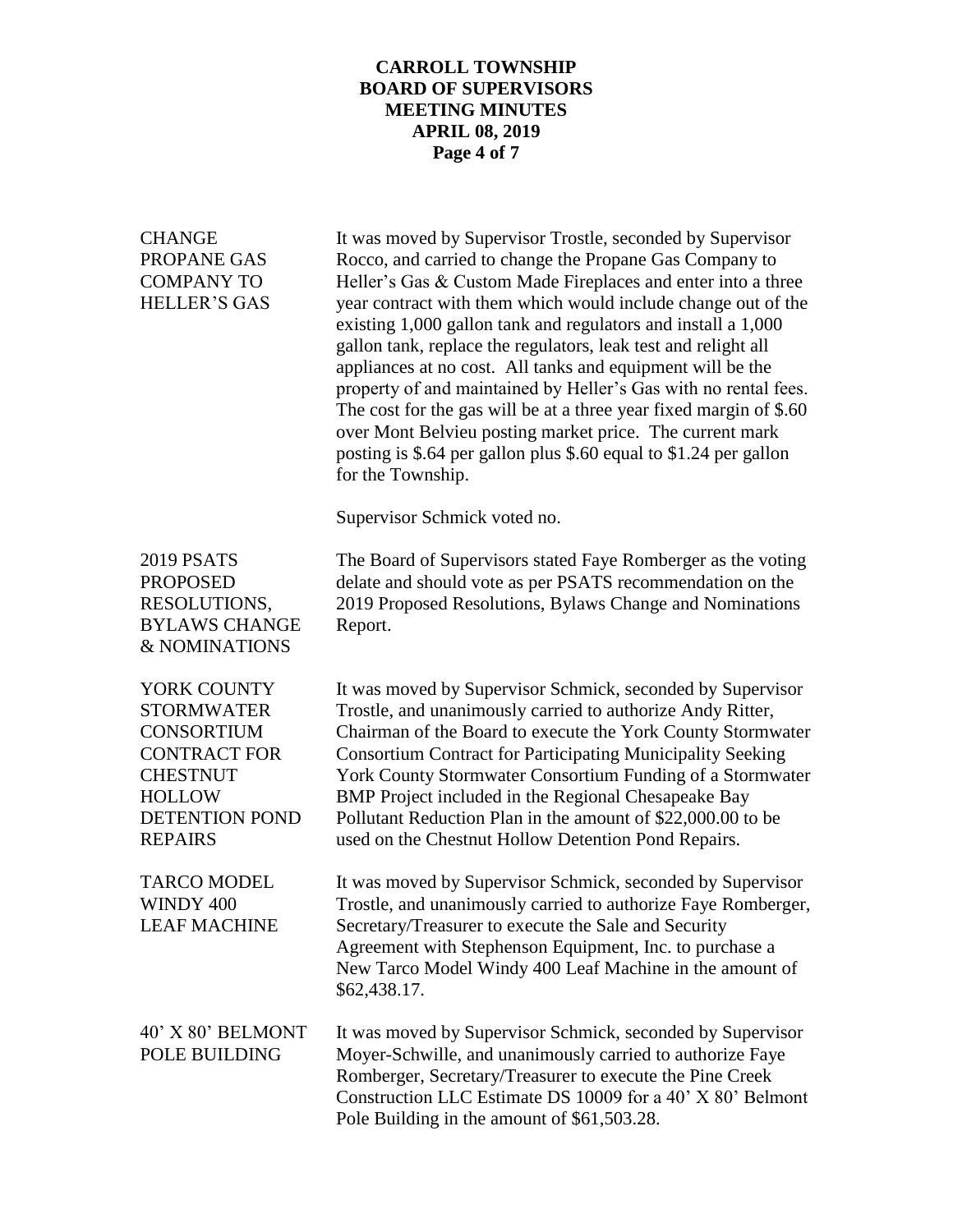**CHANGE PROPANE GAS COMPANY TO HELLER'S GAS**

It was moved by Supervisor Trostle, seconded by Supervisor Rocco, and carried to change the Propane Gas Company to Heller's Gas & Custom Made Fireplaces and enter into a three year contract with them which would include change out of the existing 1,000 gallon tank and regulators and install a 1,000 gallon tank, replace the regulators, leak test and relight all appliances at no cost. All tanks and equipment will be the property of and maintained by Heller's Gas with no rental fees. The cost for the gas will be at a three year fixed margin of $.60 over Mont Belvieu posting market price. The current mark posting is $.64 per gallon plus $.60 equal to $1.24 per gallon for the Township.

Supervisor Schmick voted no.

**2019 PSATS PROPOSED RESOLUTIONS, BYLAWS CHANGE & NOMINATIONS**

The Board of Supervisors stated Faye Romberger as the voting delate and should vote as per PSATS recommendation on the 2019 Proposed Resolutions, Bylaws Change and Nominations Report.

**YORK COUNTY STORMWATER CONSORTIUM CONTRACT FOR CHESTNUT HOLLOW DETENTION POND REPAIRS**

It was moved by Supervisor Schmick, seconded by Supervisor Trostle, and unanimously carried to authorize Andy Ritter, Chairman of the Board to execute the York County Stormwater Consortium Contract for Participating Municipality Seeking York County Stormwater Consortium Funding of a Stormwater BMP Project included in the Regional Chesapeake Bay Pollutant Reduction Plan in the amount of $22,000.00 to be used on the Chestnut Hollow Detention Pond Repairs.

**TARCO MODEL WINDY 400 LEAF MACHINE**

It was moved by Supervisor Schmick, seconded by Supervisor Trostle, and unanimously carried to authorize Faye Romberger, Secretary/Treasurer to execute the Sale and Security Agreement with Stephenson Equipment, Inc. to purchase a New Tarco Model Windy 400 Leaf Machine in the amount of $62,438.17.

**40' X 80' BELMONT POLE BUILDING**

It was moved by Supervisor Schmick, seconded by Supervisor Moyer-Schwille, and unanimously carried to authorize Faye Romberger, Secretary/Treasurer to execute the Pine Creek Construction LLC Estimate DS 10009 for a 40' X 80' Belmont Pole Building in the amount of $61,503.28.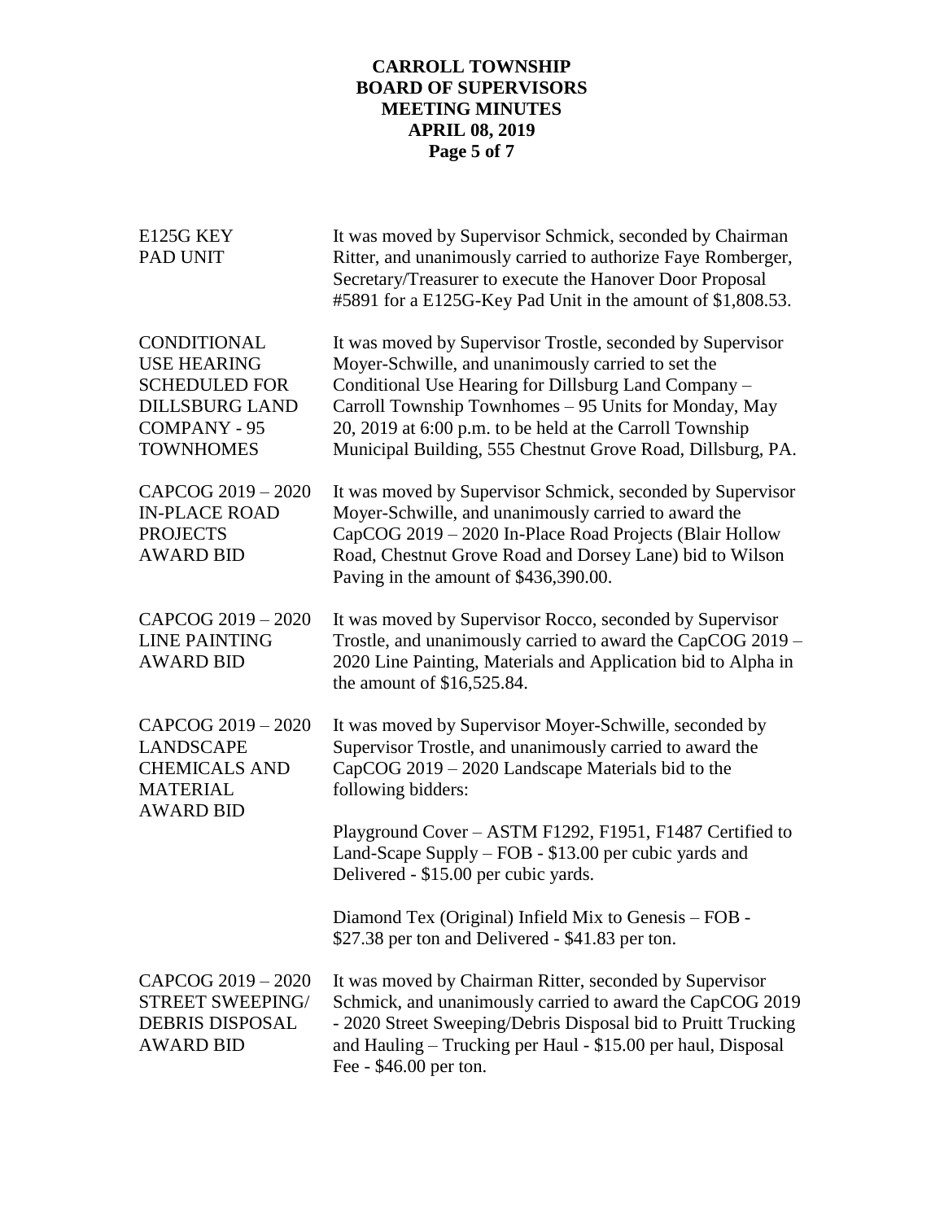**E125G KEY PAD UNIT**

It was moved by Supervisor Schmick, seconded by Chairman Ritter, and unanimously carried to authorize Faye Romberger, Secretary/Treasurer to execute the Hanover Door Proposal #5891 for a E125G-Key Pad Unit in the amount of $1,808.53.

**CONDITIONAL USE HEARING SCHEDULED FOR DILLSBURG LAND COMPANY - 95 TOWNHOMES**

It was moved by Supervisor Trostle, seconded by Supervisor Moyer-Schwille, and unanimously carried to set the Conditional Use Hearing for Dillsburg Land Company – Carroll Township Townhomes – 95 Units for Monday, May 20, 2019 at 6:00 p.m. to be held at the Carroll Township Municipal Building, 555 Chestnut Grove Road, Dillsburg, PA.

**CAPCOG 2019 – 2020 IN-PLACE ROAD PROJECTS AWARD BID**

It was moved by Supervisor Schmick, seconded by Supervisor Moyer-Schwille, and unanimously carried to award the CapCOG 2019 – 2020 In-Place Road Projects (Blair Hollow Road, Chestnut Grove Road and Dorsey Lane) bid to Wilson Paving in the amount of $436,390.00.

**CAPCOG 2019 – 2020 LINE PAINTING AWARD BID**

It was moved by Supervisor Rocco, seconded by Supervisor Trostle, and unanimously carried to award the CapCOG 2019 – 2020 Line Painting, Materials and Application bid to Alpha in the amount of $16,525.84.

**CAPCOG 2019 – 2020 LANDSCAPE CHEMICALS AND MATERIAL AWARD BID**

It was moved by Supervisor Moyer-Schwille, seconded by Supervisor Trostle, and unanimously carried to award the CapCOG 2019 – 2020 Landscape Materials bid to the following bidders:

Playground Cover – ASTM F1292, F1951, F1487 Certified to Land-Scape Supply – FOB - $13.00 per cubic yards and Delivered - $15.00 per cubic yards.

Diamond Tex (Original) Infield Mix to Genesis – FOB - $27.38 per ton and Delivered - $41.83 per ton.

**CAPCOG 2019 – 2020 STREET SWEEPING/ DEBRIS DISPOSAL AWARD BID**

It was moved by Chairman Ritter, seconded by Supervisor Schmick, and unanimously carried to award the CapCOG 2019 - 2020 Street Sweeping/Debris Disposal bid to Pruitt Trucking and Hauling – Trucking per Haul - $15.00 per haul, Disposal Fee - $46.00 per ton.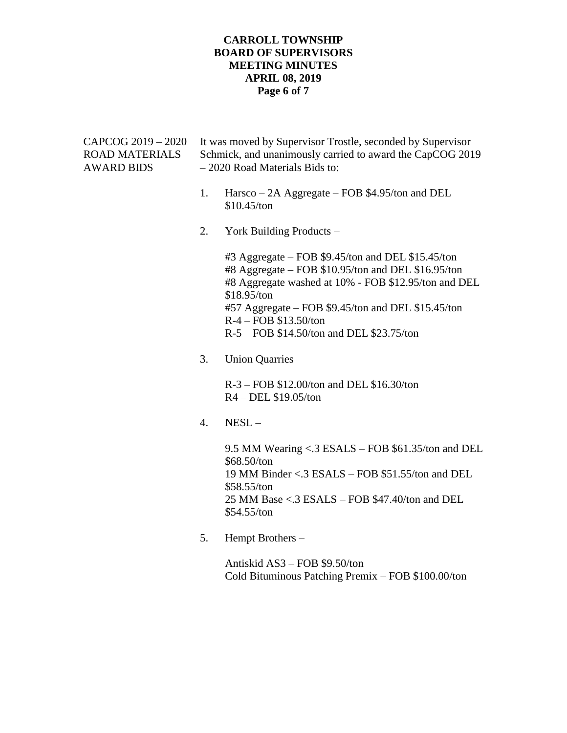**CAPCOG 2019 – 2020 ROAD MATERIALS AWARD BIDS**

It was moved by Supervisor Trostle, seconded by Supervisor Schmick, and unanimously carried to award the CapCOG 2019 – 2020 Road Materials Bids to:

1. Harsco – 2A Aggregate – FOB $4.95/ton and DEL $10.45/ton

2. York Building Products –

   #3 Aggregate – FOB $9.45/ton and DEL $15.45/ton
   #8 Aggregate – FOB $10.95/ton and DEL $16.95/ton
   #8 Aggregate washed at 10% - FOB $12.95/ton and DEL $18.95/ton
   #57 Aggregate – FOB $9.45/ton and DEL $15.45/ton
   R-4 – FOB $13.50/ton
   R-5 – FOB $14.50/ton and DEL $23.75/ton

3. Union Quarries

   R-3 – FOB $12.00/ton and DEL $16.30/ton
   R4 – DEL $19.05/ton

4. NESL –

   9.5 MM Wearing <.3 ESALS – FOB $61.35/ton and DEL $68.50/ton
   19 MM Binder <.3 ESALS – FOB $51.55/ton and DEL $58.55/ton
   25 MM Base <.3 ESALS – FOB $47.40/ton and DEL $54.55/ton

5. Hempt Brothers –

   Antiskid AS3 – FOB $9.50/ton
   Cold Bituminous Patching Premix – FOB $100.00/ton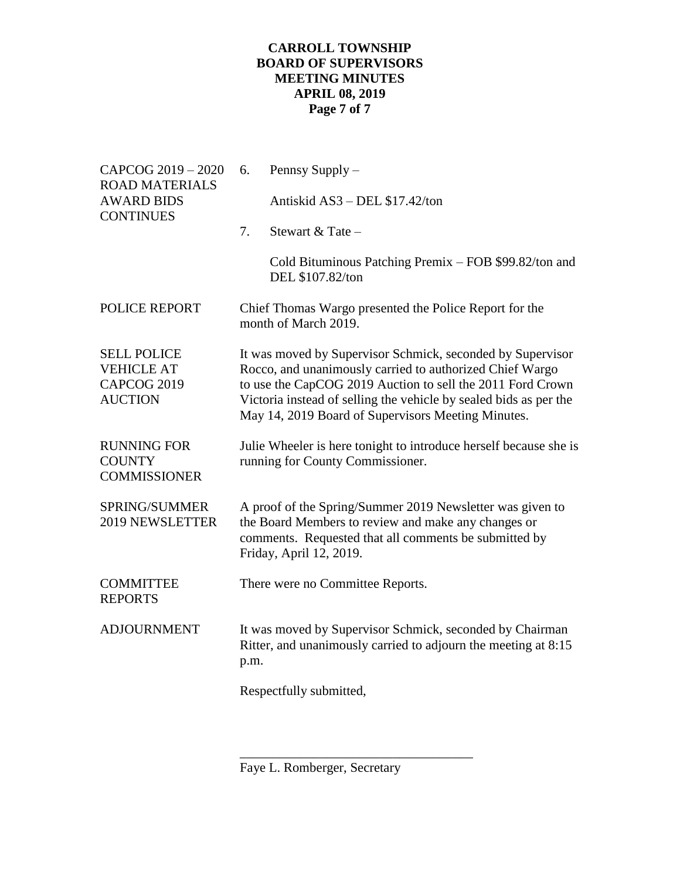**CAPCOG 2019 – 2020 ROAD MATERIALS AWARD BIDS CONTINUES**

6. Pennsy Supply –

   Antiskid AS3 – DEL $17.42/ton

7. Stewart & Tate –

   Cold Bituminous Patching Premix – FOB $99.82/ton and DEL $107.82/ton

**POLICE REPORT**

Chief Thomas Wargo presented the Police Report for the month of March 2019.

**SELL POLICE VEHICLE AT CAPCOG 2019 AUCTION**

It was moved by Supervisor Schmick, seconded by Supervisor Rocco, and unanimously carried to authorized Chief Wargo to use the CapCOG 2019 Auction to sell the 2011 Ford Crown Victoria instead of selling the vehicle by sealed bids as per the May 14, 2019 Board of Supervisors Meeting Minutes.

**RUNNING FOR COUNTY COMMISSIONER**

Julie Wheeler is here tonight to introduce herself because she is running for County Commissioner.

**SPRING/SUMMER 2019 NEWSLETTER**

A proof of the Spring/Summer 2019 Newsletter was given to the Board Members to review and make any changes or comments. Requested that all comments be submitted by Friday, April 12, 2019.

**COMMITTEE REPORTS**

There were no Committee Reports.

**ADJOURNMENT**

It was moved by Supervisor Schmick, seconded by Chairman Ritter, and unanimously carried to adjourn the meeting at 8:15 p.m.

Respectfully submitted,

\_\_\_\_\_\_\_\_\_\_\_\_\_\_\_\_\_\_\_\_\_\_\_\_\_\_\_\_\_\_\_\_\_\_\_

Faye L. Romberger, Secretary